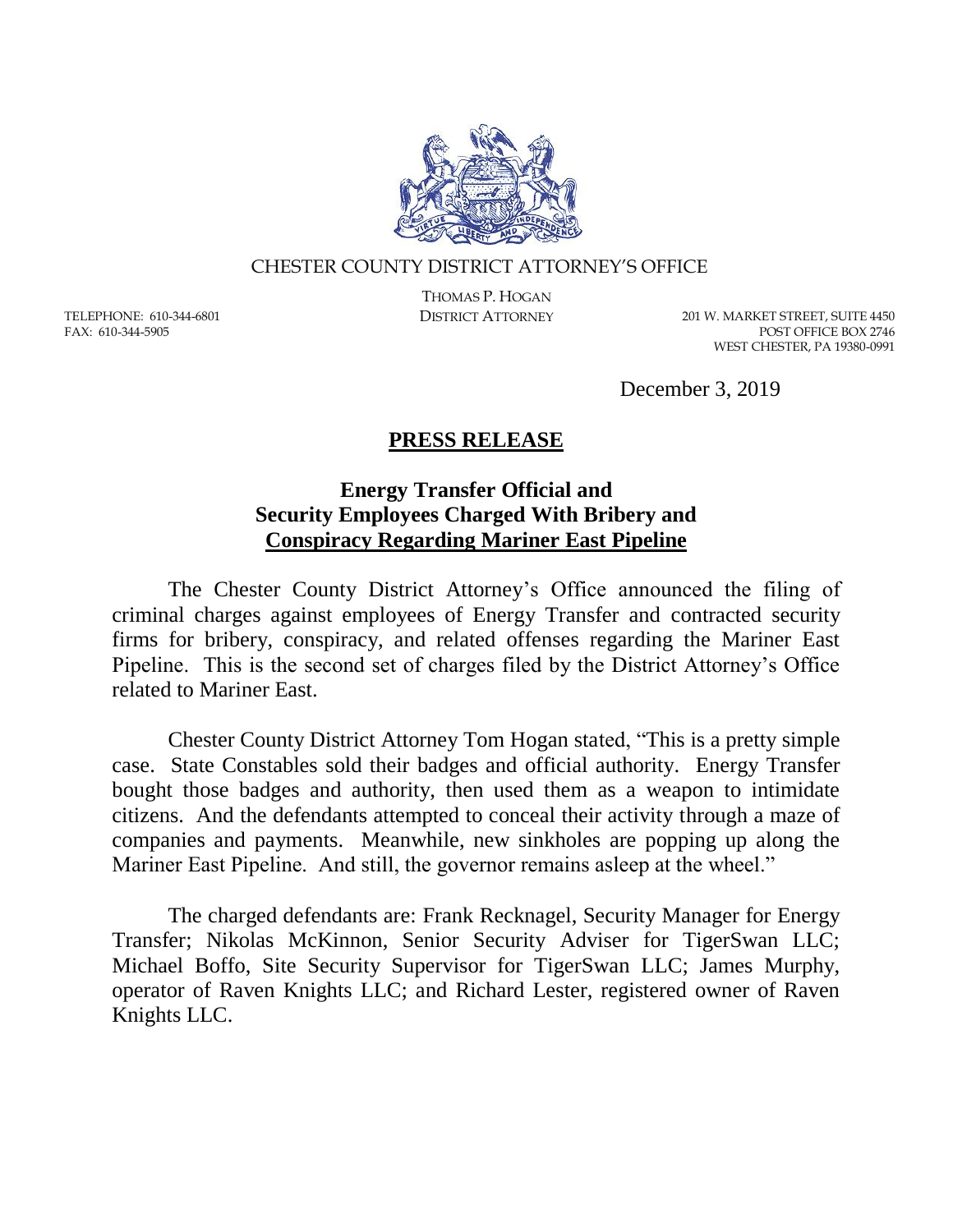CHESTER COUNTY DISTRICT ATTORNEY'S OFFICE

THOMAS P. HOGAN
DISTRICT ATTORNEY

TELEPHONE: 610-344-6801
FAX: 610-344-5905

201 W. MARKET STREET, SUITE 4450
POST OFFICE BOX 2746
WEST CHESTER, PA 19380-0991

December 3, 2019

# PRESS RELEASE

## Energy Transfer Official and Security Employees Charged With Bribery and Conspiracy Regarding Mariner East Pipeline

The Chester County District Attorney's Office announced the filing of criminal charges against employees of Energy Transfer and contracted security firms for bribery, conspiracy, and related offenses regarding the Mariner East Pipeline. This is the second set of charges filed by the District Attorney's Office related to Mariner East.

Chester County District Attorney Tom Hogan stated, "This is a pretty simple case. State Constables sold their badges and official authority. Energy Transfer bought those badges and authority, then used them as a weapon to intimidate citizens. And the defendants attempted to conceal their activity through a maze of companies and payments. Meanwhile, new sinkholes are popping up along the Mariner East Pipeline. And still, the governor remains asleep at the wheel."

The charged defendants are: Frank Recknagel, Security Manager for Energy Transfer; Nikolas McKinnon, Senior Security Adviser for TigerSwan LLC; Michael Boffo, Site Security Supervisor for TigerSwan LLC; James Murphy, operator of Raven Knights LLC; and Richard Lester, registered owner of Raven Knights LLC.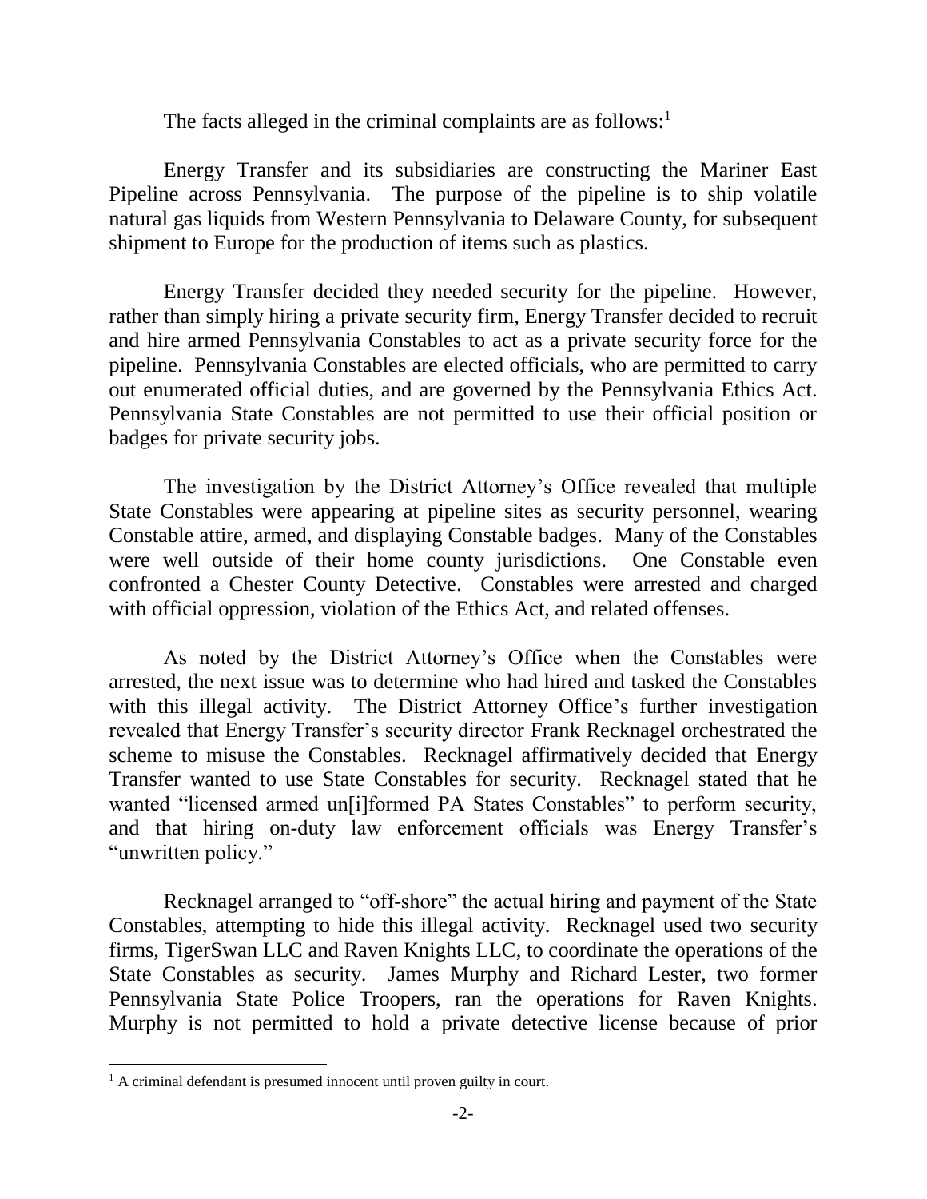The facts alleged in the criminal complaints are as follows:[1]

Energy Transfer and its subsidiaries are constructing the Mariner East Pipeline across Pennsylvania. The purpose of the pipeline is to ship volatile natural gas liquids from Western Pennsylvania to Delaware County, for subsequent shipment to Europe for the production of items such as plastics.

Energy Transfer decided they needed security for the pipeline. However, rather than simply hiring a private security firm, Energy Transfer decided to recruit and hire armed Pennsylvania Constables to act as a private security force for the pipeline. Pennsylvania Constables are elected officials, who are permitted to carry out enumerated official duties, and are governed by the Pennsylvania Ethics Act. Pennsylvania State Constables are not permitted to use their official position or badges for private security jobs.

The investigation by the District Attorney's Office revealed that multiple State Constables were appearing at pipeline sites as security personnel, wearing Constable attire, armed, and displaying Constable badges. Many of the Constables were well outside of their home county jurisdictions. One Constable even confronted a Chester County Detective. Constables were arrested and charged with official oppression, violation of the Ethics Act, and related offenses.

As noted by the District Attorney's Office when the Constables were arrested, the next issue was to determine who had hired and tasked the Constables with this illegal activity. The District Attorney Office's further investigation revealed that Energy Transfer's security director Frank Recknagel orchestrated the scheme to misuse the Constables. Recknagel affirmatively decided that Energy Transfer wanted to use State Constables for security. Recknagel stated that he wanted "licensed armed un[i]formed PA States Constables" to perform security, and that hiring on-duty law enforcement officials was Energy Transfer's "unwritten policy."

Recknagel arranged to "off-shore" the actual hiring and payment of the State Constables, attempting to hide this illegal activity. Recknagel used two security firms, TigerSwan LLC and Raven Knights LLC, to coordinate the operations of the State Constables as security. James Murphy and Richard Lester, two former Pennsylvania State Police Troopers, ran the operations for Raven Knights. Murphy is not permitted to hold a private detective license because of prior

[1] A criminal defendant is presumed innocent until proven guilty in court.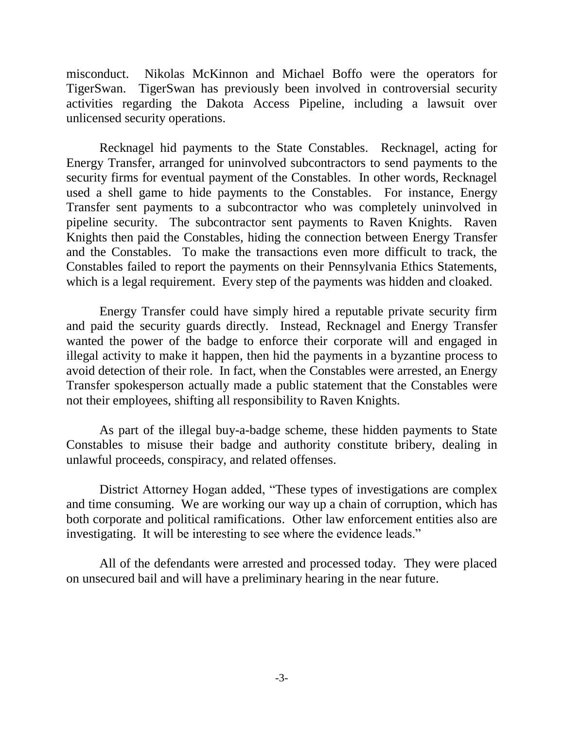misconduct. Nikolas McKinnon and Michael Boffo were the operators for TigerSwan. TigerSwan has previously been involved in controversial security activities regarding the Dakota Access Pipeline, including a lawsuit over unlicensed security operations.

Recknagel hid payments to the State Constables. Recknagel, acting for Energy Transfer, arranged for uninvolved subcontractors to send payments to the security firms for eventual payment of the Constables. In other words, Recknagel used a shell game to hide payments to the Constables. For instance, Energy Transfer sent payments to a subcontractor who was completely uninvolved in pipeline security. The subcontractor sent payments to Raven Knights. Raven Knights then paid the Constables, hiding the connection between Energy Transfer and the Constables. To make the transactions even more difficult to track, the Constables failed to report the payments on their Pennsylvania Ethics Statements, which is a legal requirement. Every step of the payments was hidden and cloaked.

Energy Transfer could have simply hired a reputable private security firm and paid the security guards directly. Instead, Recknagel and Energy Transfer wanted the power of the badge to enforce their corporate will and engaged in illegal activity to make it happen, then hid the payments in a byzantine process to avoid detection of their role. In fact, when the Constables were arrested, an Energy Transfer spokesperson actually made a public statement that the Constables were not their employees, shifting all responsibility to Raven Knights.

As part of the illegal buy-a-badge scheme, these hidden payments to State Constables to misuse their badge and authority constitute bribery, dealing in unlawful proceeds, conspiracy, and related offenses.

District Attorney Hogan added, "These types of investigations are complex and time consuming. We are working our way up a chain of corruption, which has both corporate and political ramifications. Other law enforcement entities also are investigating. It will be interesting to see where the evidence leads."

All of the defendants were arrested and processed today. They were placed on unsecured bail and will have a preliminary hearing in the near future.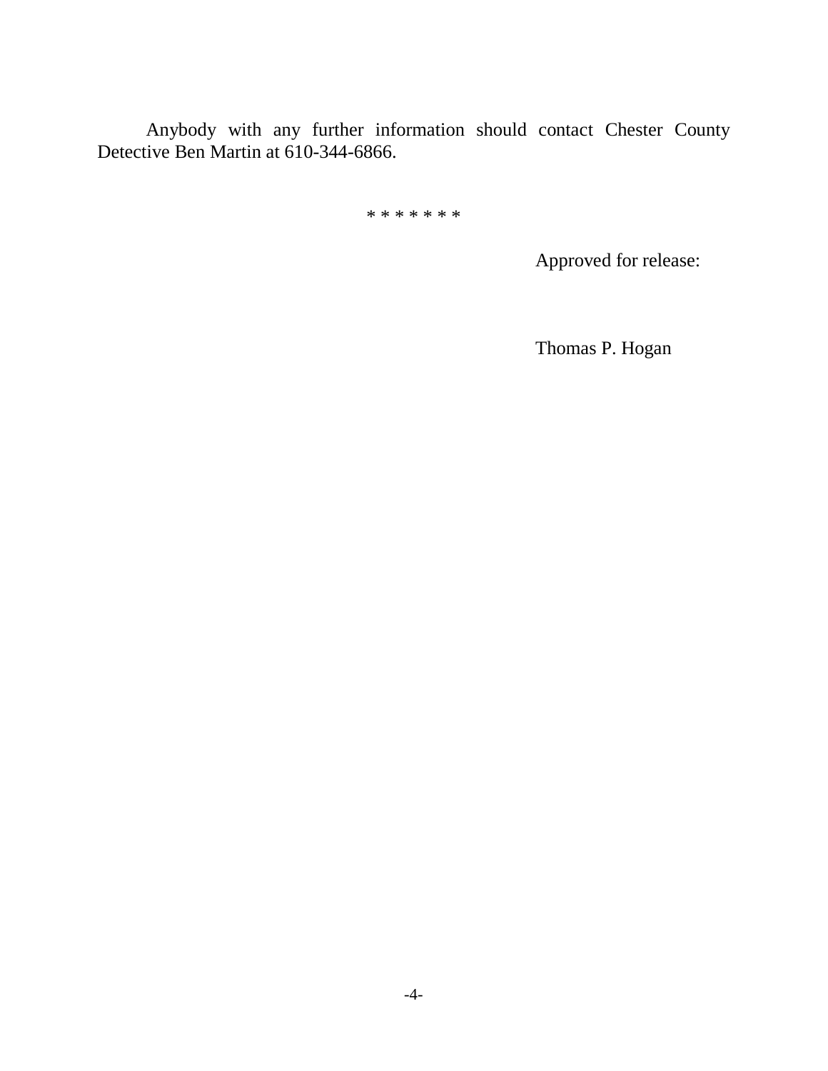Anybody with any further information should contact Chester County Detective Ben Martin at 610-344-6866.

* * * * * * *

Approved for release:

Thomas P. Hogan